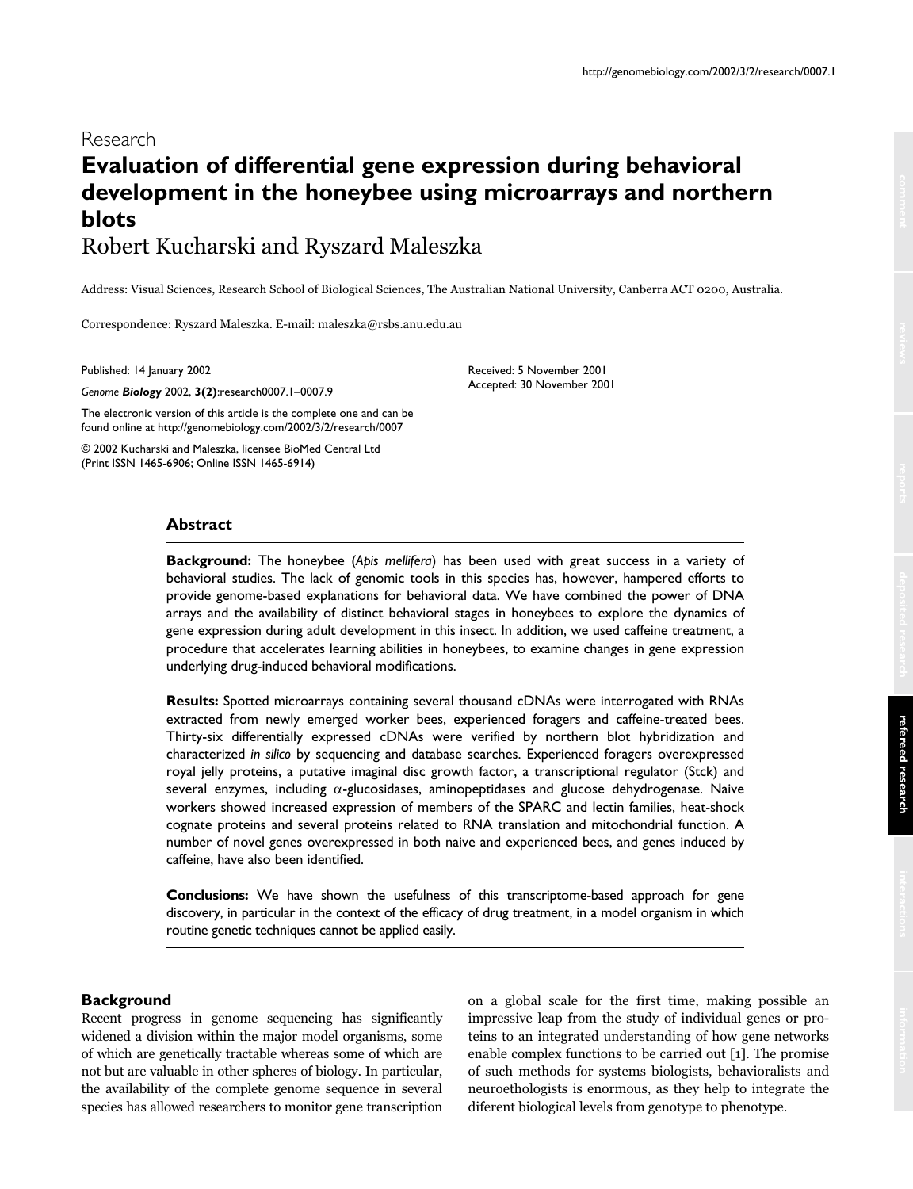Research

# Evaluation of differential gene expression during behavioral development in the honeybee using microarrays and northern blots

Robert Kucharski and Ryszard Maleszka

Address: Visual Sciences, Research School of Biological Sciences, The Australian National University, Canberra ACT 0200, Australia.

Correspondence: Ryszard Maleszka. E-mail: maleszka@rsbs.anu.edu.au

Published: 14 January 2002

*Genome **Biology*** 2002, **3(2)**:research0007.1–0007.9

The electronic version of this article is the complete one and can be found online at http://genomebiology.com/2002/3/2/research/0007

© 2002 Kucharski and Maleszka, licensee BioMed Central Ltd (Print ISSN 1465-6906; Online ISSN 1465-6914)

Received: 5 November 2001
Accepted: 30 November 2001

## Abstract

**Background:** The honeybee (*Apis mellifera*) has been used with great success in a variety of behavioral studies. The lack of genomic tools in this species has, however, hampered efforts to provide genome-based explanations for behavioral data. We have combined the power of DNA arrays and the availability of distinct behavioral stages in honeybees to explore the dynamics of gene expression during adult development in this insect. In addition, we used caffeine treatment, a procedure that accelerates learning abilities in honeybees, to examine changes in gene expression underlying drug-induced behavioral modifications.

**Results:** Spotted microarrays containing several thousand cDNAs were interrogated with RNAs extracted from newly emerged worker bees, experienced foragers and caffeine-treated bees. Thirty-six differentially expressed cDNAs were verified by northern blot hybridization and characterized *in silico* by sequencing and database searches. Experienced foragers overexpressed royal jelly proteins, a putative imaginal disc growth factor, a transcriptional regulator (Stck) and several enzymes, including $\alpha$-glucosidases, aminopeptidases and glucose dehydrogenase. Naive workers showed increased expression of members of the SPARC and lectin families, heat-shock cognate proteins and several proteins related to RNA translation and mitochondrial function. A number of novel genes overexpressed in both naive and experienced bees, and genes induced by caffeine, have also been identified.

**Conclusions:** We have shown the usefulness of this transcriptome-based approach for gene discovery, in particular in the context of the efficacy of drug treatment, in a model organism in which routine genetic techniques cannot be applied easily.

## Background

Recent progress in genome sequencing has significantly widened a division within the major model organisms, some of which are genetically tractable whereas some of which are not but are valuable in other spheres of biology. In particular, the availability of the complete genome sequence in several species has allowed researchers to monitor gene transcription on a global scale for the first time, making possible an impressive leap from the study of individual genes or proteins to an integrated understanding of how gene networks enable complex functions to be carried out [1]. The promise of such methods for systems biologists, behavioralists and neuroethologists is enormous, as they help to integrate the diferent biological levels from genotype to phenotype.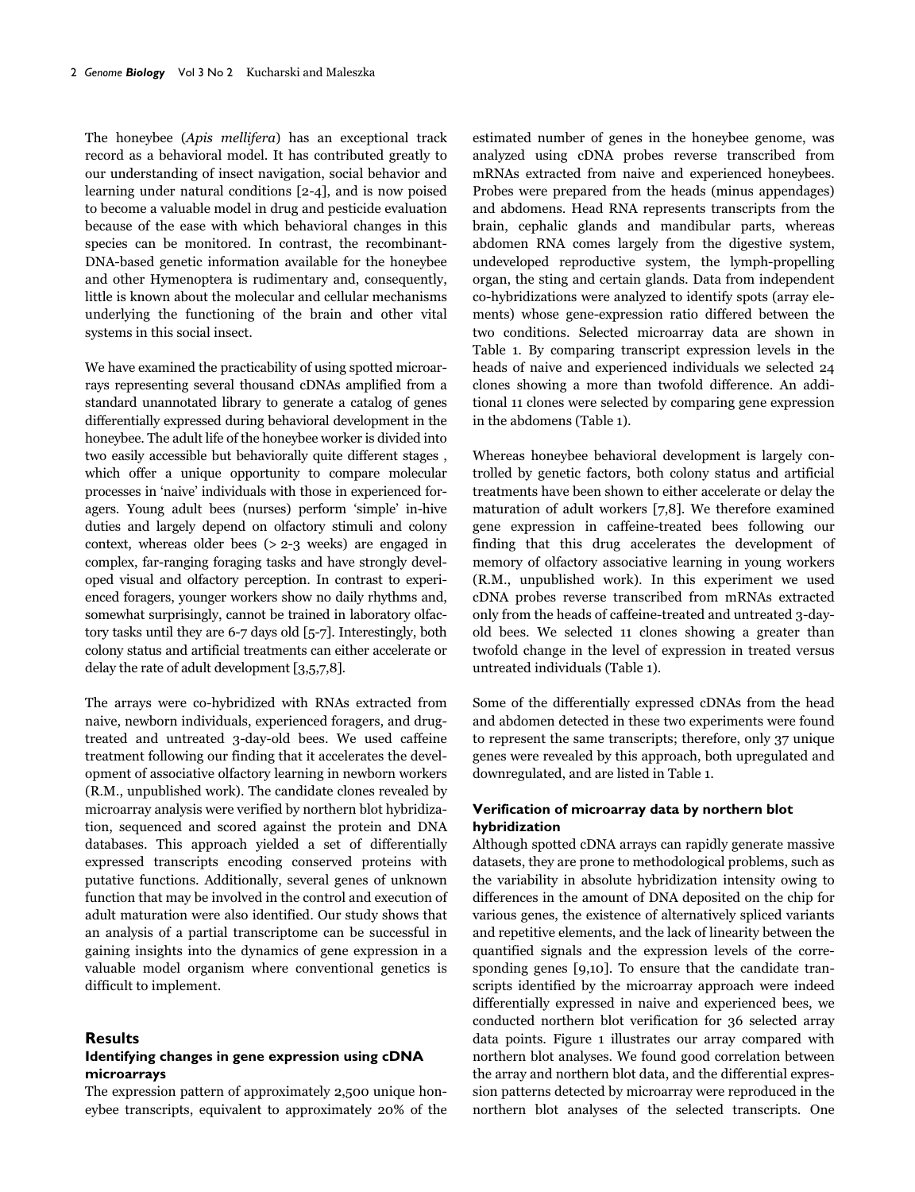The honeybee (*Apis mellifera*) has an exceptional track record as a behavioral model. It has contributed greatly to our understanding of insect navigation, social behavior and learning under natural conditions [2-4], and is now poised to become a valuable model in drug and pesticide evaluation because of the ease with which behavioral changes in this species can be monitored. In contrast, the recombinant-DNA-based genetic information available for the honeybee and other Hymenoptera is rudimentary and, consequently, little is known about the molecular and cellular mechanisms underlying the functioning of the brain and other vital systems in this social insect.

We have examined the practicability of using spotted microarrays representing several thousand cDNAs amplified from a standard unannotated library to generate a catalog of genes differentially expressed during behavioral development in the honeybee. The adult life of the honeybee worker is divided into two easily accessible but behaviorally quite different stages , which offer a unique opportunity to compare molecular processes in 'naive' individuals with those in experienced foragers. Young adult bees (nurses) perform 'simple' in-hive duties and largely depend on olfactory stimuli and colony context, whereas older bees (> 2-3 weeks) are engaged in complex, far-ranging foraging tasks and have strongly developed visual and olfactory perception. In contrast to experienced foragers, younger workers show no daily rhythms and, somewhat surprisingly, cannot be trained in laboratory olfactory tasks until they are 6-7 days old [5-7]. Interestingly, both colony status and artificial treatments can either accelerate or delay the rate of adult development [3,5,7,8].

The arrays were co-hybridized with RNAs extracted from naive, newborn individuals, experienced foragers, and drug-treated and untreated 3-day-old bees. We used caffeine treatment following our finding that it accelerates the development of associative olfactory learning in newborn workers (R.M., unpublished work). The candidate clones revealed by microarray analysis were verified by northern blot hybridization, sequenced and scored against the protein and DNA databases. This approach yielded a set of differentially expressed transcripts encoding conserved proteins with putative functions. Additionally, several genes of unknown function that may be involved in the control and execution of adult maturation were also identified. Our study shows that an analysis of a partial transcriptome can be successful in gaining insights into the dynamics of gene expression in a valuable model organism where conventional genetics is difficult to implement.

## Results

### Identifying changes in gene expression using cDNA microarrays

The expression pattern of approximately 2,500 unique honeybee transcripts, equivalent to approximately 20% of the estimated number of genes in the honeybee genome, was analyzed using cDNA probes reverse transcribed from mRNAs extracted from naive and experienced honeybees. Probes were prepared from the heads (minus appendages) and abdomens. Head RNA represents transcripts from the brain, cephalic glands and mandibular parts, whereas abdomen RNA comes largely from the digestive system, undeveloped reproductive system, the lymph-propelling organ, the sting and certain glands. Data from independent co-hybridizations were analyzed to identify spots (array elements) whose gene-expression ratio differed between the two conditions. Selected microarray data are shown in Table 1. By comparing transcript expression levels in the heads of naive and experienced individuals we selected 24 clones showing a more than twofold difference. An additional 11 clones were selected by comparing gene expression in the abdomens (Table 1).

Whereas honeybee behavioral development is largely controlled by genetic factors, both colony status and artificial treatments have been shown to either accelerate or delay the maturation of adult workers [7,8]. We therefore examined gene expression in caffeine-treated bees following our finding that this drug accelerates the development of memory of olfactory associative learning in young workers (R.M., unpublished work). In this experiment we used cDNA probes reverse transcribed from mRNAs extracted only from the heads of caffeine-treated and untreated 3-day-old bees. We selected 11 clones showing a greater than twofold change in the level of expression in treated versus untreated individuals (Table 1).

Some of the differentially expressed cDNAs from the head and abdomen detected in these two experiments were found to represent the same transcripts; therefore, only 37 unique genes were revealed by this approach, both upregulated and downregulated, and are listed in Table 1.

### Verification of microarray data by northern blot hybridization

Although spotted cDNA arrays can rapidly generate massive datasets, they are prone to methodological problems, such as the variability in absolute hybridization intensity owing to differences in the amount of DNA deposited on the chip for various genes, the existence of alternatively spliced variants and repetitive elements, and the lack of linearity between the quantified signals and the expression levels of the corresponding genes [9,10]. To ensure that the candidate transcripts identified by the microarray approach were indeed differentially expressed in naive and experienced bees, we conducted northern blot verification for 36 selected array data points. Figure 1 illustrates our array compared with northern blot analyses. We found good correlation between the array and northern blot data, and the differential expression patterns detected by microarray were reproduced in the northern blot analyses of the selected transcripts. One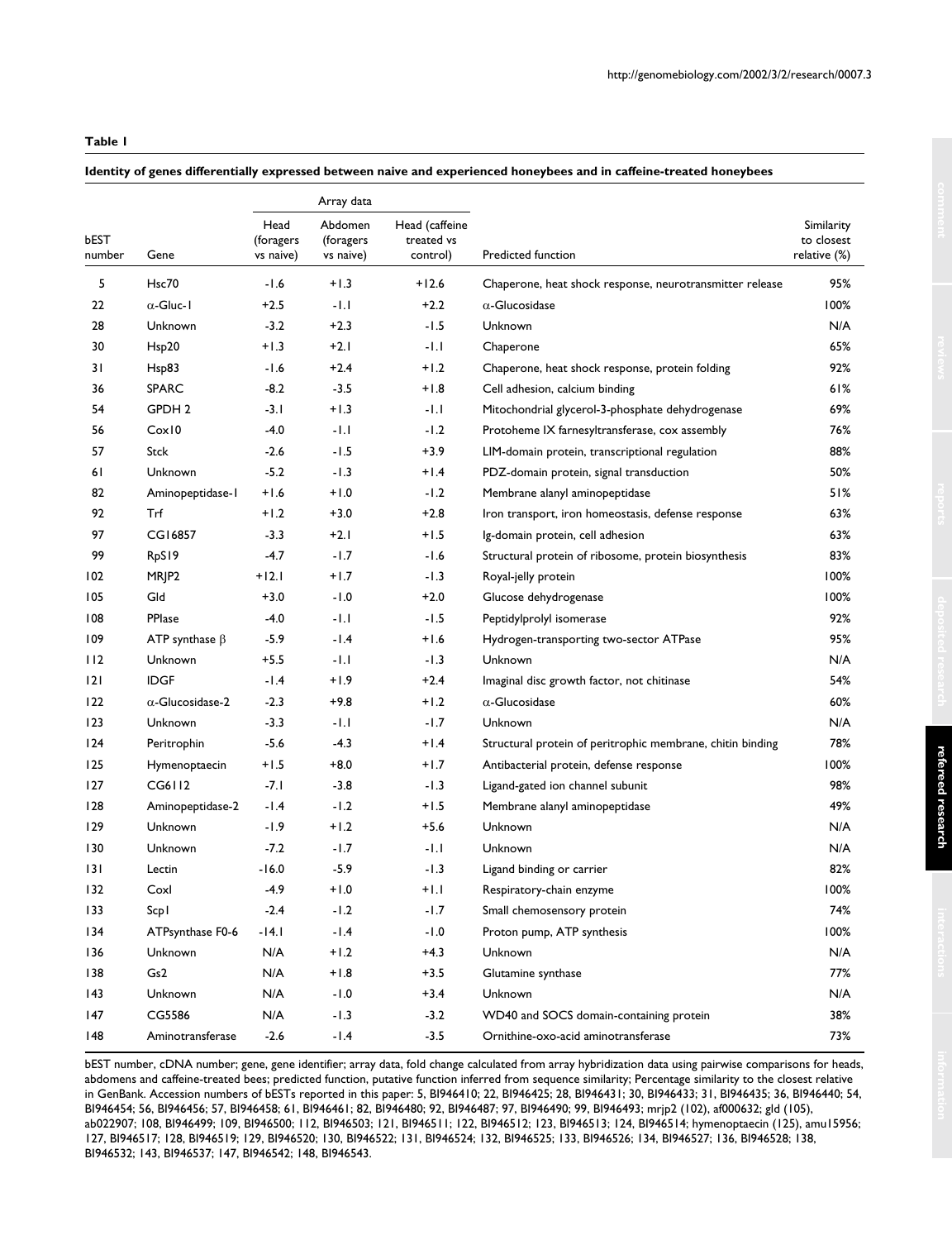**Table 1**

**Identity of genes differentially expressed between naive and experienced honeybees and in caffeine-treated honeybees**

| | | Array data | | | | |
|---|---|---|---|---|---|---|
| bEST number | Gene | Head (foragers vs naive) | Abdomen (foragers vs naive) | Head (caffeine treated vs control) | Predicted function | Similarity to closest relative (%) |
| 5 | Hsc70 | -1.6 | +1.3 | +12.6 | Chaperone, heat shock response, neurotransmitter release | 95% |
| 22 | α-Gluc-1 | +2.5 | -1.1 | +2.2 | α-Glucosidase | 100% |
| 28 | Unknown | -3.2 | +2.3 | -1.5 | Unknown | N/A |
| 30 | Hsp20 | +1.3 | +2.1 | -1.1 | Chaperone | 65% |
| 31 | Hsp83 | -1.6 | +2.4 | +1.2 | Chaperone, heat shock response, protein folding | 92% |
| 36 | SPARC | -8.2 | -3.5 | +1.8 | Cell adhesion, calcium binding | 61% |
| 54 | GPDH 2 | -3.1 | +1.3 | -1.1 | Mitochondrial glycerol-3-phosphate dehydrogenase | 69% |
| 56 | Cox10 | -4.0 | -1.1 | -1.2 | Protoheme IX farnesyltransferase, cox assembly | 76% |
| 57 | Stck | -2.6 | -1.5 | +3.9 | LIM-domain protein, transcriptional regulation | 88% |
| 61 | Unknown | -5.2 | -1.3 | +1.4 | PDZ-domain protein, signal transduction | 50% |
| 82 | Aminopeptidase-1 | +1.6 | +1.0 | -1.2 | Membrane alanyl aminopeptidase | 51% |
| 92 | Trf | +1.2 | +3.0 | +2.8 | Iron transport, iron homeostasis, defense response | 63% |
| 97 | CG16857 | -3.3 | +2.1 | +1.5 | Ig-domain protein, cell adhesion | 63% |
| 99 | RpS19 | -4.7 | -1.7 | -1.6 | Structural protein of ribosome, protein biosynthesis | 83% |
| 102 | MRJP2 | +12.1 | +1.7 | -1.3 | Royal-jelly protein | 100% |
| 105 | Gld | +3.0 | -1.0 | +2.0 | Glucose dehydrogenase | 100% |
| 108 | PPIase | -4.0 | -1.1 | -1.5 | Peptidylprolyl isomerase | 92% |
| 109 | ATP synthase β | -5.9 | -1.4 | +1.6 | Hydrogen-transporting two-sector ATPase | 95% |
| 112 | Unknown | +5.5 | -1.1 | -1.3 | Unknown | N/A |
| 121 | IDGF | -1.4 | +1.9 | +2.4 | Imaginal disc growth factor, not chitinase | 54% |
| 122 | α-Glucosidase-2 | -2.3 | +9.8 | +1.2 | α-Glucosidase | 60% |
| 123 | Unknown | -3.3 | -1.1 | -1.7 | Unknown | N/A |
| 124 | Peritrophin | -5.6 | -4.3 | +1.4 | Structural protein of peritrophic membrane, chitin binding | 78% |
| 125 | Hymenoptaecin | +1.5 | +8.0 | +1.7 | Antibacterial protein, defense response | 100% |
| 127 | CG6112 | -7.1 | -3.8 | -1.3 | Ligand-gated ion channel subunit | 98% |
| 128 | Aminopeptidase-2 | -1.4 | -1.2 | +1.5 | Membrane alanyl aminopeptidase | 49% |
| 129 | Unknown | -1.9 | +1.2 | +5.6 | Unknown | N/A |
| 130 | Unknown | -7.2 | -1.7 | -1.1 | Unknown | N/A |
| 131 | Lectin | -16.0 | -5.9 | -1.3 | Ligand binding or carrier | 82% |
| 132 | CoxI | -4.9 | +1.0 | +1.1 | Respiratory-chain enzyme | 100% |
| 133 | Scp1 | -2.4 | -1.2 | -1.7 | Small chemosensory protein | 74% |
| 134 | ATPsynthase F0-6 | -14.1 | -1.4 | -1.0 | Proton pump, ATP synthesis | 100% |
| 136 | Unknown | N/A | +1.2 | +4.3 | Unknown | N/A |
| 138 | Gs2 | N/A | +1.8 | +3.5 | Glutamine synthase | 77% |
| 143 | Unknown | N/A | -1.0 | +3.4 | Unknown | N/A |
| 147 | CG5586 | N/A | -1.3 | -3.2 | WD40 and SOCS domain-containing protein | 38% |
| 148 | Aminotransferase | -2.6 | -1.4 | -3.5 | Ornithine-oxo-acid aminotransferase | 73% |

bEST number, cDNA number; gene, gene identifier; array data, fold change calculated from array hybridization data using pairwise comparisons for heads, abdomens and caffeine-treated bees; predicted function, putative function inferred from sequence similarity; Percentage similarity to the closest relative in GenBank. Accession numbers of bESTs reported in this paper: 5, BI946410; 22, BI946425; 28, BI946431; 30, BI946433; 31, BI946435; 36, BI946440; 54, BI946454; 56, BI946456; 57, BI946458; 61, BI946461; 82, BI946480; 92, BI946487; 97, BI946490; 99, BI946493; mrjp2 (102), af000632; gld (105), ab022907; 108, BI946499; 109, BI946500; 112, BI946503; 121, BI946511; 122, BI946512; 123, BI946513; 124, BI946514; hymenoptaecin (125), amu15956; 127, BI946517; 128, BI946519; 129, BI946520; 130, BI946522; 131, BI946524; 132, BI946525; 133, BI946526; 134, BI946527; 136, BI946528; 138, BI946532; 143, BI946537; 147, BI946542; 148, BI946543.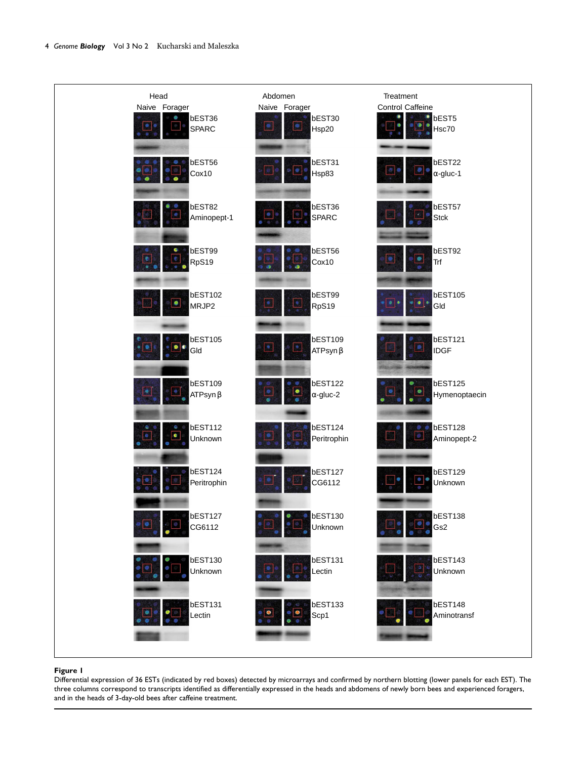Head

Naive Forager

bEST36 SPARC

bEST56 Cox10

bEST82 Aminopept-1

bEST99 RpS19

bEST102 MRJP2

bEST105 Gld

bEST109 ATPsyn β

bEST112 Unknown

bEST124 Peritrophin

bEST127 CG6112

bEST130 Unknown

bEST131 Lectin

Abdomen

Naive Forager

bEST30 Hsp20

bEST31 Hsp83

bEST36 SPARC

bEST56 Cox10

bEST99 RpS19

bEST109 ATPsyn β

bEST122 α-gluc-2

bEST124 Peritrophin

bEST127 CG6112

bEST130 Unknown

bEST131 Lectin

bEST133 Scp1

Treatment

Control Caffeine

bEST5 Hsc70

bEST22 α-gluc-1

bEST57 Stck

bEST92 Trf

bEST105 Gld

bEST121 IDGF

bEST125 Hymenoptaecin

bEST128 Aminopept-2

bEST129 Unknown

bEST138 Gs2

bEST143 Unknown

bEST148 Aminotransf

**Figure 1**

Differential expression of 36 ESTs (indicated by red boxes) detected by microarrays and confirmed by northern blotting (lower panels for each EST). The three columns correspond to transcripts identified as differentially expressed in the heads and abdomens of newly born bees and experienced foragers, and in the heads of 3-day-old bees after caffeine treatment.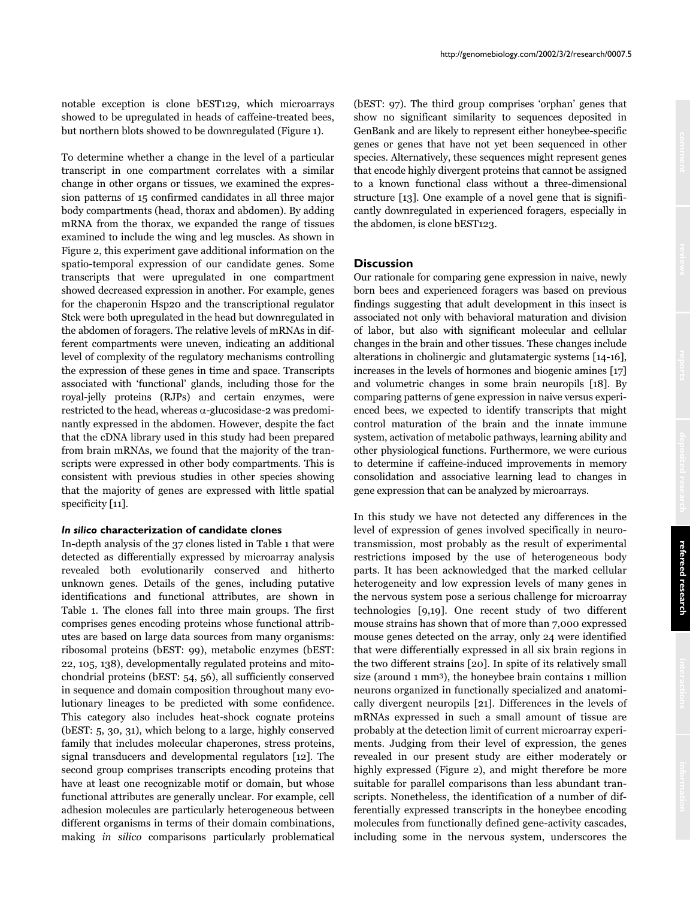notable exception is clone bEST129, which microarrays showed to be upregulated in heads of caffeine-treated bees, but northern blots showed to be downregulated (Figure 1).

To determine whether a change in the level of a particular transcript in one compartment correlates with a similar change in other organs or tissues, we examined the expression patterns of 15 confirmed candidates in all three major body compartments (head, thorax and abdomen). By adding mRNA from the thorax, we expanded the range of tissues examined to include the wing and leg muscles. As shown in Figure 2, this experiment gave additional information on the spatio-temporal expression of our candidate genes. Some transcripts that were upregulated in one compartment showed decreased expression in another. For example, genes for the chaperonin Hsp20 and the transcriptional regulator Stck were both upregulated in the head but downregulated in the abdomen of foragers. The relative levels of mRNAs in different compartments were uneven, indicating an additional level of complexity of the regulatory mechanisms controlling the expression of these genes in time and space. Transcripts associated with 'functional' glands, including those for the royal-jelly proteins (RJPs) and certain enzymes, were restricted to the head, whereas α-glucosidase-2 was predominantly expressed in the abdomen. However, despite the fact that the cDNA library used in this study had been prepared from brain mRNAs, we found that the majority of the transcripts were expressed in other body compartments. This is consistent with previous studies in other species showing that the majority of genes are expressed with little spatial specificity [11].

### *In silico* characterization of candidate clones

In-depth analysis of the 37 clones listed in Table 1 that were detected as differentially expressed by microarray analysis revealed both evolutionarily conserved and hitherto unknown genes. Details of the genes, including putative identifications and functional attributes, are shown in Table 1. The clones fall into three main groups. The first comprises genes encoding proteins whose functional attributes are based on large data sources from many organisms: ribosomal proteins (bEST: 99), metabolic enzymes (bEST: 22, 105, 138), developmentally regulated proteins and mitochondrial proteins (bEST: 54, 56), all sufficiently conserved in sequence and domain composition throughout many evolutionary lineages to be predicted with some confidence. This category also includes heat-shock cognate proteins (bEST: 5, 30, 31), which belong to a large, highly conserved family that includes molecular chaperones, stress proteins, signal transducers and developmental regulators [12]. The second group comprises transcripts encoding proteins that have at least one recognizable motif or domain, but whose functional attributes are generally unclear. For example, cell adhesion molecules are particularly heterogeneous between different organisms in terms of their domain combinations, making *in silico* comparisons particularly problematical (bEST: 97). The third group comprises 'orphan' genes that show no significant similarity to sequences deposited in GenBank and are likely to represent either honeybee-specific genes or genes that have not yet been sequenced in other species. Alternatively, these sequences might represent genes that encode highly divergent proteins that cannot be assigned to a known functional class without a three-dimensional structure [13]. One example of a novel gene that is significantly downregulated in experienced foragers, especially in the abdomen, is clone bEST123.

## Discussion

Our rationale for comparing gene expression in naive, newly born bees and experienced foragers was based on previous findings suggesting that adult development in this insect is associated not only with behavioral maturation and division of labor, but also with significant molecular and cellular changes in the brain and other tissues. These changes include alterations in cholinergic and glutamatergic systems [14-16], increases in the levels of hormones and biogenic amines [17] and volumetric changes in some brain neuropils [18]. By comparing patterns of gene expression in naive versus experienced bees, we expected to identify transcripts that might control maturation of the brain and the innate immune system, activation of metabolic pathways, learning ability and other physiological functions. Furthermore, we were curious to determine if caffeine-induced improvements in memory consolidation and associative learning lead to changes in gene expression that can be analyzed by microarrays.

In this study we have not detected any differences in the level of expression of genes involved specifically in neurotransmission, most probably as the result of experimental restrictions imposed by the use of heterogeneous body parts. It has been acknowledged that the marked cellular heterogeneity and low expression levels of many genes in the nervous system pose a serious challenge for microarray technologies [9,19]. One recent study of two different mouse strains has shown that of more than 7,000 expressed mouse genes detected on the array, only 24 were identified that were differentially expressed in all six brain regions in the two different strains [20]. In spite of its relatively small size (around 1 mm$^3$), the honeybee brain contains 1 million neurons organized in functionally specialized and anatomically divergent neuropils [21]. Differences in the levels of mRNAs expressed in such a small amount of tissue are probably at the detection limit of current microarray experiments. Judging from their level of expression, the genes revealed in our present study are either moderately or highly expressed (Figure 2), and might therefore be more suitable for parallel comparisons than less abundant transcripts. Nonetheless, the identification of a number of differentially expressed transcripts in the honeybee encoding molecules from functionally defined gene-activity cascades, including some in the nervous system, underscores the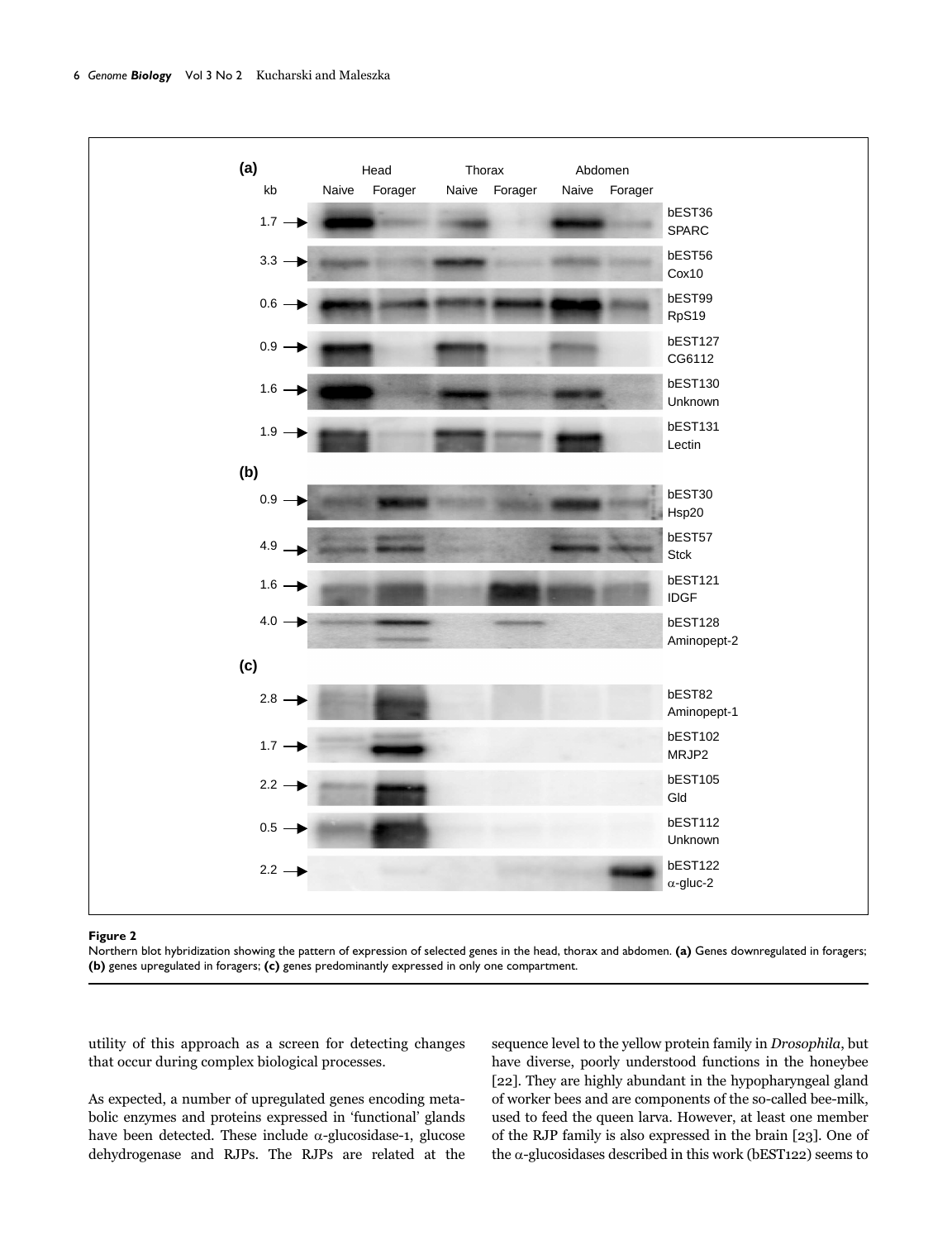**Figure 2**

Northern blot hybridization showing the pattern of expression of selected genes in the head, thorax and abdomen. **(a)** Genes downregulated in foragers; **(b)** genes upregulated in foragers; **(c)** genes predominantly expressed in only one compartment.

utility of this approach as a screen for detecting changes that occur during complex biological processes.

As expected, a number of upregulated genes encoding metabolic enzymes and proteins expressed in 'functional' glands have been detected. These include α-glucosidase-1, glucose dehydrogenase and RJPs. The RJPs are related at the sequence level to the yellow protein family in *Drosophila*, but have diverse, poorly understood functions in the honeybee [22]. They are highly abundant in the hypopharyngeal gland of worker bees and are components of the so-called bee-milk, used to feed the queen larva. However, at least one member of the RJP family is also expressed in the brain [23]. One of the α-glucosidases described in this work (bEST122) seems to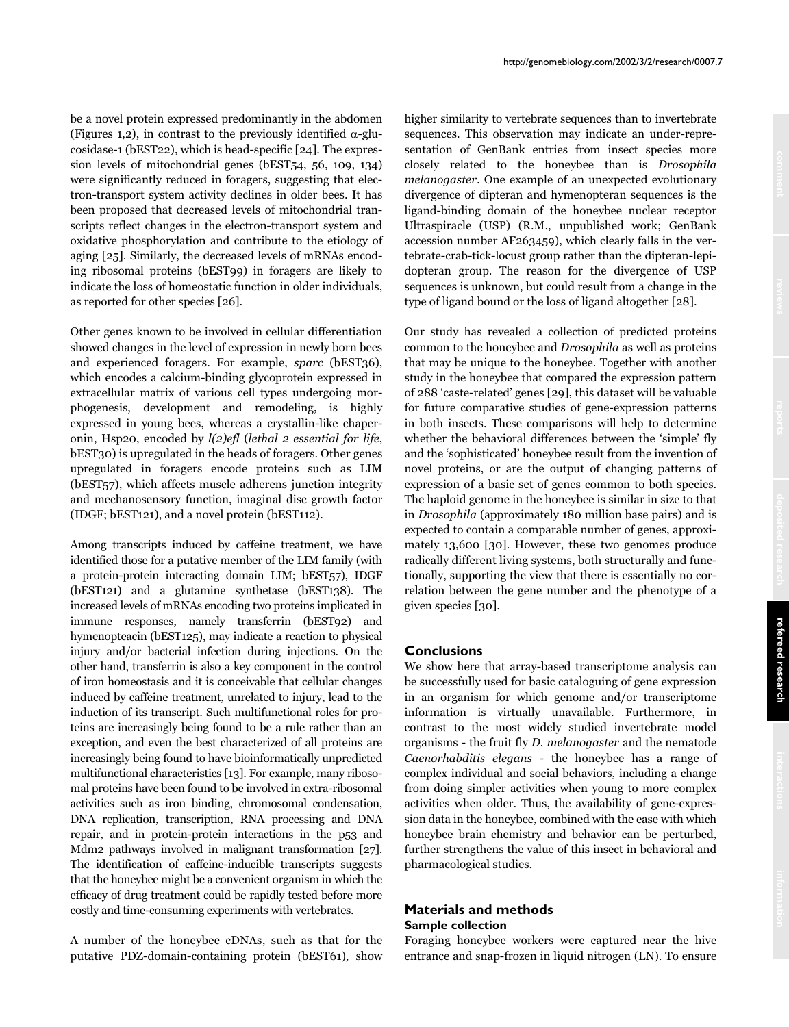be a novel protein expressed predominantly in the abdomen (Figures 1,2), in contrast to the previously identified α-glucosidase-1 (bEST22), which is head-specific [24]. The expression levels of mitochondrial genes (bEST54, 56, 109, 134) were significantly reduced in foragers, suggesting that electron-transport system activity declines in older bees. It has been proposed that decreased levels of mitochondrial transcripts reflect changes in the electron-transport system and oxidative phosphorylation and contribute to the etiology of aging [25]. Similarly, the decreased levels of mRNAs encoding ribosomal proteins (bEST99) in foragers are likely to indicate the loss of homeostatic function in older individuals, as reported for other species [26].

Other genes known to be involved in cellular differentiation showed changes in the level of expression in newly born bees and experienced foragers. For example, *sparc* (bEST36), which encodes a calcium-binding glycoprotein expressed in extracellular matrix of various cell types undergoing morphogenesis, development and remodeling, is highly expressed in young bees, whereas a crystallin-like chaperonin, Hsp20, encoded by *l(2)efl* (*lethal 2 essential for life*, bEST30) is upregulated in the heads of foragers. Other genes upregulated in foragers encode proteins such as LIM (bEST57), which affects muscle adherens junction integrity and mechanosensory function, imaginal disc growth factor (IDGF; bEST121), and a novel protein (bEST112).

Among transcripts induced by caffeine treatment, we have identified those for a putative member of the LIM family (with a protein-protein interacting domain LIM; bEST57), IDGF (bEST121) and a glutamine synthetase (bEST138). The increased levels of mRNAs encoding two proteins implicated in immune responses, namely transferrin (bEST92) and hymenopteacin (bEST125), may indicate a reaction to physical injury and/or bacterial infection during injections. On the other hand, transferrin is also a key component in the control of iron homeostasis and it is conceivable that cellular changes induced by caffeine treatment, unrelated to injury, lead to the induction of its transcript. Such multifunctional roles for proteins are increasingly being found to be a rule rather than an exception, and even the best characterized of all proteins are increasingly being found to have bioinformatically unpredicted multifunctional characteristics [13]. For example, many ribosomal proteins have been found to be involved in extra-ribosomal activities such as iron binding, chromosomal condensation, DNA replication, transcription, RNA processing and DNA repair, and in protein-protein interactions in the p53 and Mdm2 pathways involved in malignant transformation [27]. The identification of caffeine-inducible transcripts suggests that the honeybee might be a convenient organism in which the efficacy of drug treatment could be rapidly tested before more costly and time-consuming experiments with vertebrates.

A number of the honeybee cDNAs, such as that for the putative PDZ-domain-containing protein (bEST61), show higher similarity to vertebrate sequences than to invertebrate sequences. This observation may indicate an under-representation of GenBank entries from insect species more closely related to the honeybee than is *Drosophila melanogaster*. One example of an unexpected evolutionary divergence of dipteran and hymenopteran sequences is the ligand-binding domain of the honeybee nuclear receptor Ultraspiracle (USP) (R.M., unpublished work; GenBank accession number AF263459), which clearly falls in the vertebrate-crab-tick-locust group rather than the dipteran-lepidopteran group. The reason for the divergence of USP sequences is unknown, but could result from a change in the type of ligand bound or the loss of ligand altogether [28].

Our study has revealed a collection of predicted proteins common to the honeybee and *Drosophila* as well as proteins that may be unique to the honeybee. Together with another study in the honeybee that compared the expression pattern of 288 'caste-related' genes [29], this dataset will be valuable for future comparative studies of gene-expression patterns in both insects. These comparisons will help to determine whether the behavioral differences between the 'simple' fly and the 'sophisticated' honeybee result from the invention of novel proteins, or are the output of changing patterns of expression of a basic set of genes common to both species. The haploid genome in the honeybee is similar in size to that in *Drosophila* (approximately 180 million base pairs) and is expected to contain a comparable number of genes, approximately 13,600 [30]. However, these two genomes produce radically different living systems, both structurally and functionally, supporting the view that there is essentially no correlation between the gene number and the phenotype of a given species [30].

## Conclusions

We show here that array-based transcriptome analysis can be successfully used for basic cataloguing of gene expression in an organism for which genome and/or transcriptome information is virtually unavailable. Furthermore, in contrast to the most widely studied invertebrate model organisms - the fruit fly *D. melanogaster* and the nematode *Caenorhabditis elegans* - the honeybee has a range of complex individual and social behaviors, including a change from doing simpler activities when young to more complex activities when older. Thus, the availability of gene-expression data in the honeybee, combined with the ease with which honeybee brain chemistry and behavior can be perturbed, further strengthens the value of this insect in behavioral and pharmacological studies.

## Materials and methods

### Sample collection

Foraging honeybee workers were captured near the hive entrance and snap-frozen in liquid nitrogen (LN). To ensure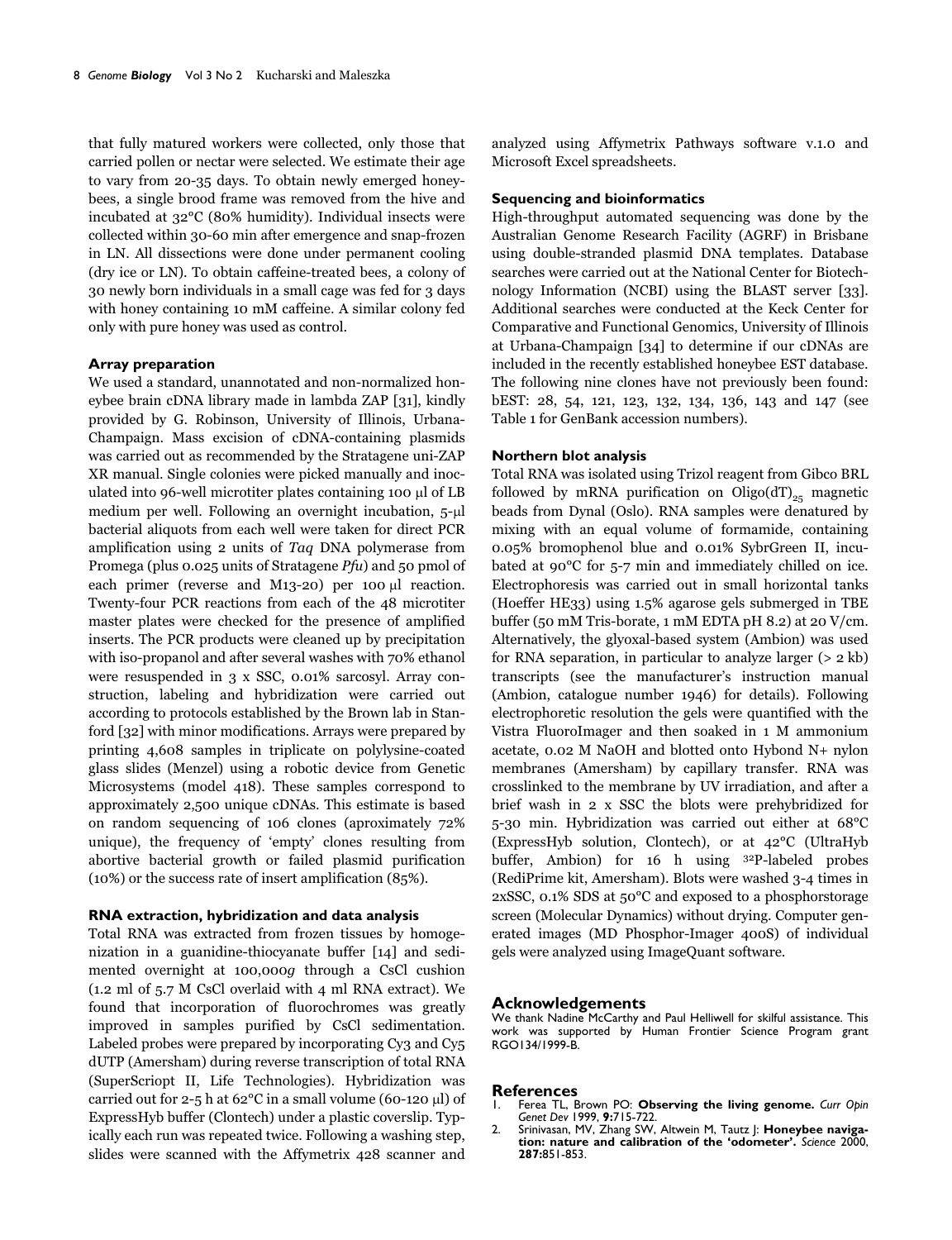that fully matured workers were collected, only those that carried pollen or nectar were selected. We estimate their age to vary from 20-35 days. To obtain newly emerged honeybees, a single brood frame was removed from the hive and incubated at 32°C (80% humidity). Individual insects were collected within 30-60 min after emergence and snap-frozen in LN. All dissections were done under permanent cooling (dry ice or LN). To obtain caffeine-treated bees, a colony of 30 newly born individuals in a small cage was fed for 3 days with honey containing 10 mM caffeine. A similar colony fed only with pure honey was used as control.

### Array preparation

We used a standard, unannotated and non-normalized honeybee brain cDNA library made in lambda ZAP [31], kindly provided by G. Robinson, University of Illinois, Urbana-Champaign. Mass excision of cDNA-containing plasmids was carried out as recommended by the Stratagene uni-ZAP XR manual. Single colonies were picked manually and inoculated into 96-well microtiter plates containing 100 μl of LB medium per well. Following an overnight incubation, 5-μl bacterial aliquots from each well were taken for direct PCR amplification using 2 units of *Taq* DNA polymerase from Promega (plus 0.025 units of Stratagene *Pfu*) and 50 pmol of each primer (reverse and M13-20) per 100 μl reaction. Twenty-four PCR reactions from each of the 48 microtiter master plates were checked for the presence of amplified inserts. The PCR products were cleaned up by precipitation with iso-propanol and after several washes with 70% ethanol were resuspended in 3 x SSC, 0.01% sarcosyl. Array construction, labeling and hybridization were carried out according to protocols established by the Brown lab in Stanford [32] with minor modifications. Arrays were prepared by printing 4,608 samples in triplicate on polylysine-coated glass slides (Menzel) using a robotic device from Genetic Microsystems (model 418). These samples correspond to approximately 2,500 unique cDNAs. This estimate is based on random sequencing of 106 clones (aproximately 72% unique), the frequency of 'empty' clones resulting from abortive bacterial growth or failed plasmid purification (10%) or the success rate of insert amplification (85%).

### RNA extraction, hybridization and data analysis

Total RNA was extracted from frozen tissues by homogenization in a guanidine-thiocyanate buffer [14] and sedimented overnight at 100,000*g* through a CsCl cushion (1.2 ml of 5.7 M CsCl overlaid with 4 ml RNA extract). We found that incorporation of fluorochromes was greatly improved in samples purified by CsCl sedimentation. Labeled probes were prepared by incorporating Cy3 and Cy5 dUTP (Amersham) during reverse transcription of total RNA (SuperScriopt II, Life Technologies). Hybridization was carried out for 2-5 h at 62°C in a small volume (60-120 μl) of ExpressHyb buffer (Clontech) under a plastic coverslip. Typically each run was repeated twice. Following a washing step, slides were scanned with the Affymetrix 428 scanner and analyzed using Affymetrix Pathways software v.1.0 and Microsoft Excel spreadsheets.

### Sequencing and bioinformatics

High-throughput automated sequencing was done by the Australian Genome Research Facility (AGRF) in Brisbane using double-stranded plasmid DNA templates. Database searches were carried out at the National Center for Biotechnology Information (NCBI) using the BLAST server [33]. Additional searches were conducted at the Keck Center for Comparative and Functional Genomics, University of Illinois at Urbana-Champaign [34] to determine if our cDNAs are included in the recently established honeybee EST database. The following nine clones have not previously been found: bEST: 28, 54, 121, 123, 132, 134, 136, 143 and 147 (see Table 1 for GenBank accession numbers).

### Northern blot analysis

Total RNA was isolated using Trizol reagent from Gibco BRL followed by mRNA purification on Oligo$(dT)_{25}$ magnetic beads from Dynal (Oslo). RNA samples were denatured by mixing with an equal volume of formamide, containing 0.05% bromophenol blue and 0.01% SybrGreen II, incubated at 90°C for 5-7 min and immediately chilled on ice. Electrophoresis was carried out in small horizontal tanks (Hoeffer HE33) using 1.5% agarose gels submerged in TBE buffer (50 mM Tris-borate, 1 mM EDTA pH 8.2) at 20 V/cm. Alternatively, the glyoxal-based system (Ambion) was used for RNA separation, in particular to analyze larger (> 2 kb) transcripts (see the manufacturer's instruction manual (Ambion, catalogue number 1946) for details). Following electrophoretic resolution the gels were quantified with the Vistra FluoroImager and then soaked in 1 M ammonium acetate, 0.02 M NaOH and blotted onto Hybond N+ nylon membranes (Amersham) by capillary transfer. RNA was crosslinked to the membrane by UV irradiation, and after a brief wash in 2 x SSC the blots were prehybridized for 5-30 min. Hybridization was carried out either at 68°C (ExpressHyb solution, Clontech), or at 42°C (UltraHyb buffer, Ambion) for 16 h using $^{32}$P-labeled probes (RediPrime kit, Amersham). Blots were washed 3-4 times in 2xSSC, 0.1% SDS at 50°C and exposed to a phosphorstorage screen (Molecular Dynamics) without drying. Computer generated images (MD Phosphor-Imager 400S) of individual gels were analyzed using ImageQuant software.

## Acknowledgements

We thank Nadine McCarthy and Paul Helliwell for skilful assistance. This work was supported by Human Frontier Science Program grant RGO134/1999-B.

## References

1. Ferea TL, Brown PO: **Observing the living genome.** *Curr Opin Genet Dev* 1999, **9:**715-722.
2. Srinivasan, MV, Zhang SW, Altwein M, Tautz J: **Honeybee navigation: nature and calibration of the 'odometer'.** *Science* 2000, **287:**851-853.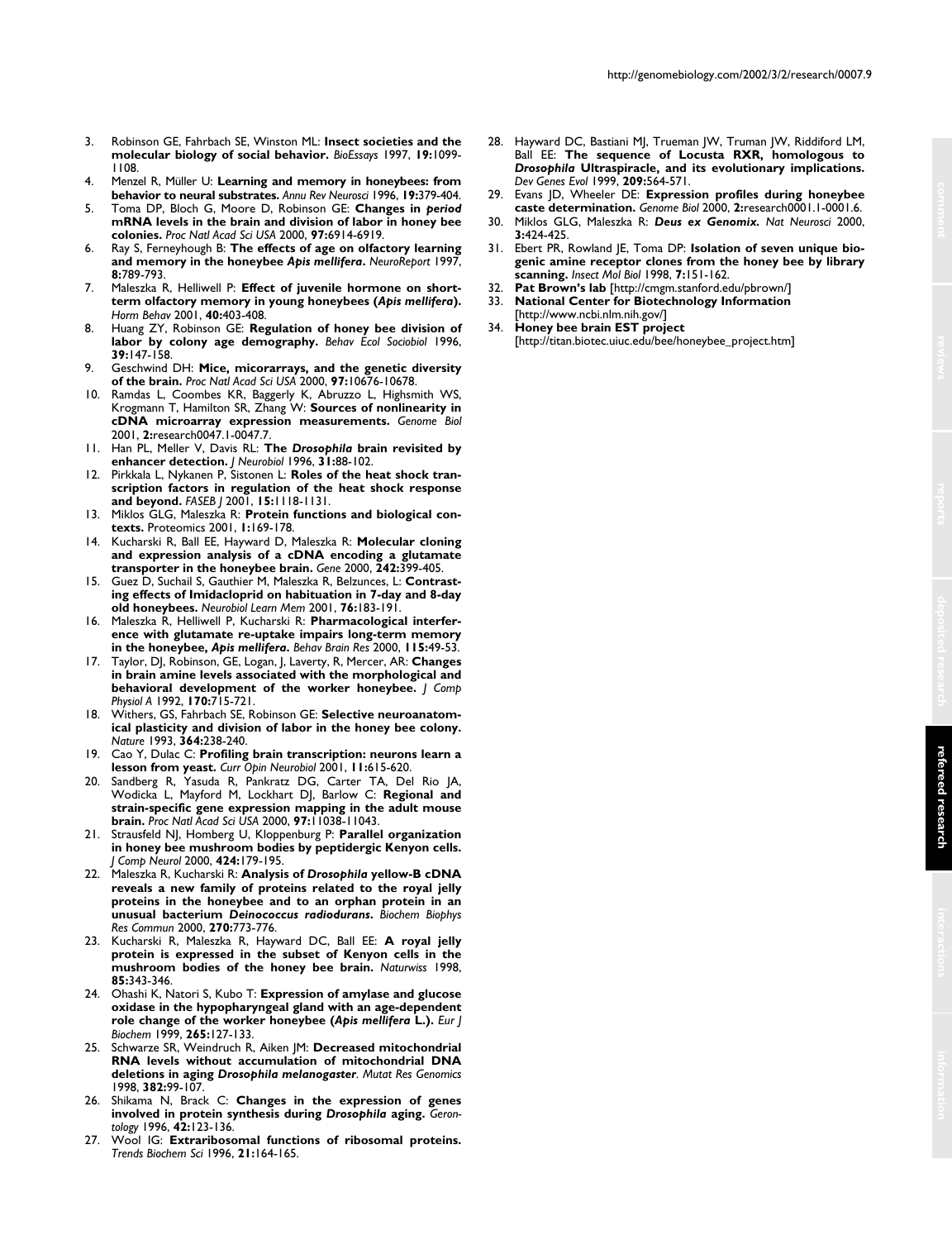3. Robinson GE, Fahrbach SE, Winston ML: **Insect societies and the molecular biology of social behavior.** *BioEssays* 1997, **19:**1099-1108.
4. Menzel R, Müller U: **Learning and memory in honeybees: from behavior to neural substrates.** *Annu Rev Neurosci* 1996, **19:**379-404.
5. Toma DP, Bloch G, Moore D, Robinson GE: **Changes in *period* mRNA levels in the brain and division of labor in honey bee colonies.** *Proc Natl Acad Sci USA* 2000, **97:**6914-6919.
6. Ray S, Ferneyhough B: **The effects of age on olfactory learning and memory in the honeybee *Apis mellifera*.** *NeuroReport* 1997, **8:**789-793.
7. Maleszka R, Helliwell P: **Effect of juvenile hormone on short-term olfactory memory in young honeybees (*Apis mellifera*).** *Horm Behav* 2001, **40:**403-408.
8. Huang ZY, Robinson GE: **Regulation of honey bee division of labor by colony age demography.** *Behav Ecol Sociobiol* 1996, **39:**147-158.
9. Geschwind DH: **Mice, micorarrays, and the genetic diversity of the brain.** *Proc Natl Acad Sci USA* 2000, **97:**10676-10678.
10. Ramdas L, Coombes KR, Baggerly K, Abruzzo L, Highsmith WS, Krogmann T, Hamilton SR, Zhang W: **Sources of nonlinearity in cDNA microarray expression measurements.** *Genome Biol* 2001, **2:**research0047.1-0047.7.
11. Han PL, Meller V, Davis RL: **The *Drosophila* brain revisited by enhancer detection.** *J Neurobiol* 1996, **31:**88-102.
12. Pirkkala L, Nykanen P, Sistonen L: **Roles of the heat shock transcription factors in regulation of the heat shock response and beyond.** *FASEB J* 2001, **15:**1118-1131.
13. Miklos GLG, Maleszka R: **Protein functions and biological contexts.** Proteomics 2001, **1:**169-178.
14. Kucharski R, Ball EE, Hayward D, Maleszka R: **Molecular cloning and expression analysis of a cDNA encoding a glutamate transporter in the honeybee brain.** *Gene* 2000, **242:**399-405.
15. Guez D, Suchail S, Gauthier M, Maleszka R, Belzunces, L: **Contrasting effects of Imidacloprid on habituation in 7-day and 8-day old honeybees.** *Neurobiol Learn Mem* 2001, **76:**183-191.
16. Maleszka R, Helliwell P, Kucharski R: **Pharmacological interference with glutamate re-uptake impairs long-term memory in the honeybee, *Apis mellifera*.** *Behav Brain Res* 2000, **115:**49-53.
17. Taylor, DJ, Robinson, GE, Logan, J, Laverty, R, Mercer, AR: **Changes in brain amine levels associated with the morphological and behavioral development of the worker honeybee.** *J Comp Physiol A* 1992, **170:**715-721.
18. Withers, GS, Fahrbach SE, Robinson GE: **Selective neuroanatomical plasticity and division of labor in the honey bee colony.** *Nature* 1993, **364:**238-240.
19. Cao Y, Dulac C: **Profiling brain transcription: neurons learn a lesson from yeast.** *Curr Opin Neurobiol* 2001, **11:**615-620.
20. Sandberg R, Yasuda R, Pankratz DG, Carter TA, Del Rio JA, Wodicka L, Mayford M, Lockhart DJ, Barlow C: **Regional and strain-specific gene expression mapping in the adult mouse brain.** *Proc Natl Acad Sci USA* 2000, **97:**11038-11043.
21. Strausfeld NJ, Homberg U, Kloppenburg P: **Parallel organization in honey bee mushroom bodies by peptidergic Kenyon cells.** *J Comp Neurol* 2000, **424:**179-195.
22. Maleszka R, Kucharski R: **Analysis of *Drosophila* yellow-B cDNA reveals a new family of proteins related to the royal jelly proteins in the honeybee and to an orphan protein in an unusual bacterium *Deinococcus radiodurans*.** *Biochem Biophys Res Commun* 2000, **270:**773-776.
23. Kucharski R, Maleszka R, Hayward DC, Ball EE: **A royal jelly protein is expressed in the subset of Kenyon cells in the mushroom bodies of the honey bee brain.** *Naturwiss* 1998, **85:**343-346.
24. Ohashi K, Natori S, Kubo T: **Expression of amylase and glucose oxidase in the hypopharyngeal gland with an age-dependent role change of the worker honeybee (*Apis mellifera* L.).** *Eur J Biochem* 1999, **265:**127-133.
25. Schwarze SR, Weindruch R, Aiken JM: **Decreased mitochondrial RNA levels without accumulation of mitochondrial DNA deletions in aging *Drosophila melanogaster*.** *Mutat Res Genomics* 1998, **382:**99-107.
26. Shikama N, Brack C: **Changes in the expression of genes involved in protein synthesis during *Drosophila* aging.** *Gerontology* 1996, **42:**123-136.
27. Wool IG: **Extrariboso mal functions of ribosomal proteins.** *Trends Biochem Sci* 1996, **21:**164-165.
28. Hayward DC, Bastiani MJ, Trueman JW, Truman JW, Riddiford LM, Ball EE: **The sequence of Locusta RXR, homologous to *Drosophila* Ultraspiracle, and its evolutionary implications.** *Dev Genes Evol* 1999, **209:**564-571.
29. Evans JD, Wheeler DE: **Expression profiles during honeybee caste determination.** *Genome Biol* 2000, **2:**research0001.1-0001.6.
30. Miklos GLG, Maleszka R: ***Deus ex Genomix*.** *Nat Neurosci* 2000, **3:**424-425.
31. Ebert PR, Rowland JE, Toma DP: **Isolation of seven unique biogenic amine receptor clones from the honey bee by library scanning.** *Insect Mol Biol* 1998, **7:**151-162.
32. **Pat Brown's lab** [http://cmgm.stanford.edu/pbrown/]
33. **National Center for Biotechnology Information** [http://www.ncbi.nlm.nih.gov/]
34. **Honey bee brain EST project** [http://titan.biotec.uiuc.edu/bee/honeybee_project.htm]